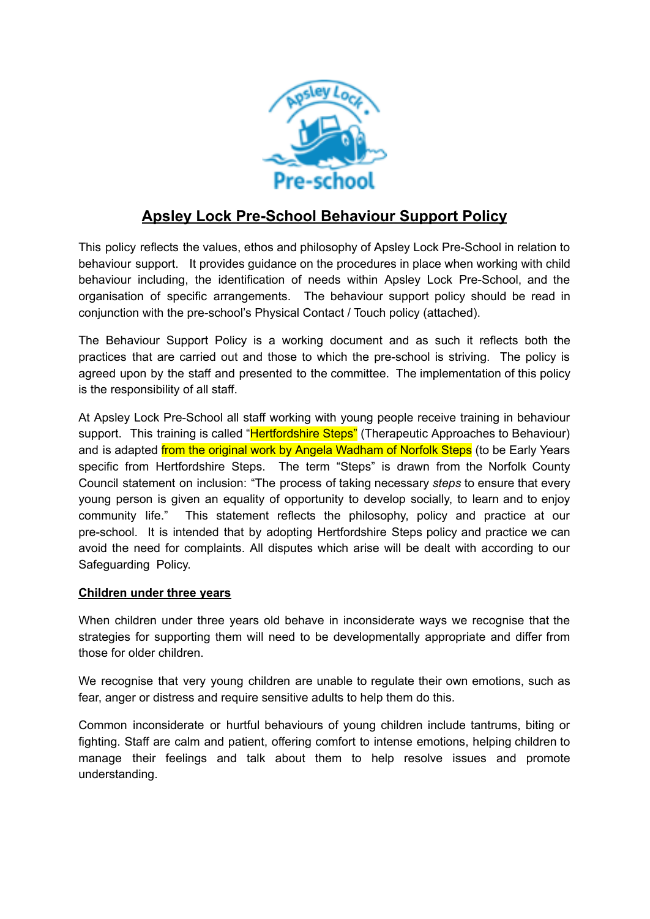# Apsley Lock Pre-School Behaviour Support Policy

This policy reflects the values, ethos and philosophy of Apsley Lock Pre-School in relation to behaviour support. It provides guidance on the procedures in place when working with child behaviour including, the identification of needs within Apsley Lock Pre-School, and the organisation of specific arrangements. The behaviour support policy should be read in conjunction with the pre-school's Physical Contact / Touch policy (attached).

The Behaviour Support Policy is a working document and as such it reflects both the practices that are carried out and those to which the pre-school is striving. The policy is agreed upon by the staff and presented to the committee. The implementation of this policy is the responsibility of all staff.

At Apsley Lock Pre-School all staff working with young people receive training in behaviour support. This training is called "Hertfordshire Steps" (Therapeutic Approaches to Behaviour) and is adapted from the original work by Angela Wadham of Norfolk Steps (to be Early Years specific from Hertfordshire Steps. The term "Steps" is drawn from the Norfolk County Council statement on inclusion: "The process of taking necessary *steps* to ensure that every young person is given an equality of opportunity to develop socially, to learn and to enjoy community life." This statement reflects the philosophy, policy and practice at our pre-school. It is intended that by adopting Hertfordshire Steps policy and practice we can avoid the need for complaints. All disputes which arise will be dealt with according to our Safeguarding Policy.

**Children under three years**

When children under three years old behave in inconsiderate ways we recognise that the strategies for supporting them will need to be developmentally appropriate and differ from those for older children.

We recognise that very young children are unable to regulate their own emotions, such as fear, anger or distress and require sensitive adults to help them do this.

Common inconsiderate or hurtful behaviours of young children include tantrums, biting or fighting. Staff are calm and patient, offering comfort to intense emotions, helping children to manage their feelings and talk about them to help resolve issues and promote understanding.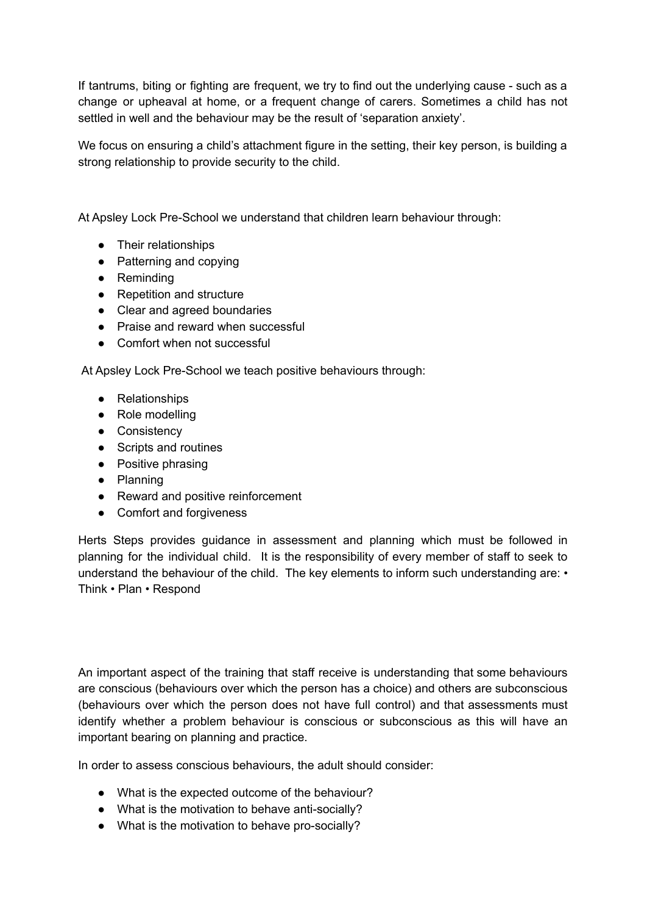If tantrums, biting or fighting are frequent, we try to find out the underlying cause - such as a change or upheaval at home, or a frequent change of carers. Sometimes a child has not settled in well and the behaviour may be the result of 'separation anxiety'.

We focus on ensuring a child's attachment figure in the setting, their key person, is building a strong relationship to provide security to the child.

At Apsley Lock Pre-School we understand that children learn behaviour through:

- Their relationships
- Patterning and copying
- Reminding
- Repetition and structure
- Clear and agreed boundaries
- Praise and reward when successful
- Comfort when not successful

At Apsley Lock Pre-School we teach positive behaviours through:

- Relationships
- Role modelling
- Consistency
- Scripts and routines
- Positive phrasing
- Planning
- Reward and positive reinforcement
- Comfort and forgiveness

Herts Steps provides guidance in assessment and planning which must be followed in planning for the individual child. It is the responsibility of every member of staff to seek to understand the behaviour of the child. The key elements to inform such understanding are: • Think • Plan • Respond

An important aspect of the training that staff receive is understanding that some behaviours are conscious (behaviours over which the person has a choice) and others are subconscious (behaviours over which the person does not have full control) and that assessments must identify whether a problem behaviour is conscious or subconscious as this will have an important bearing on planning and practice.

In order to assess conscious behaviours, the adult should consider:

- What is the expected outcome of the behaviour?
- What is the motivation to behave anti-socially?
- What is the motivation to behave pro-socially?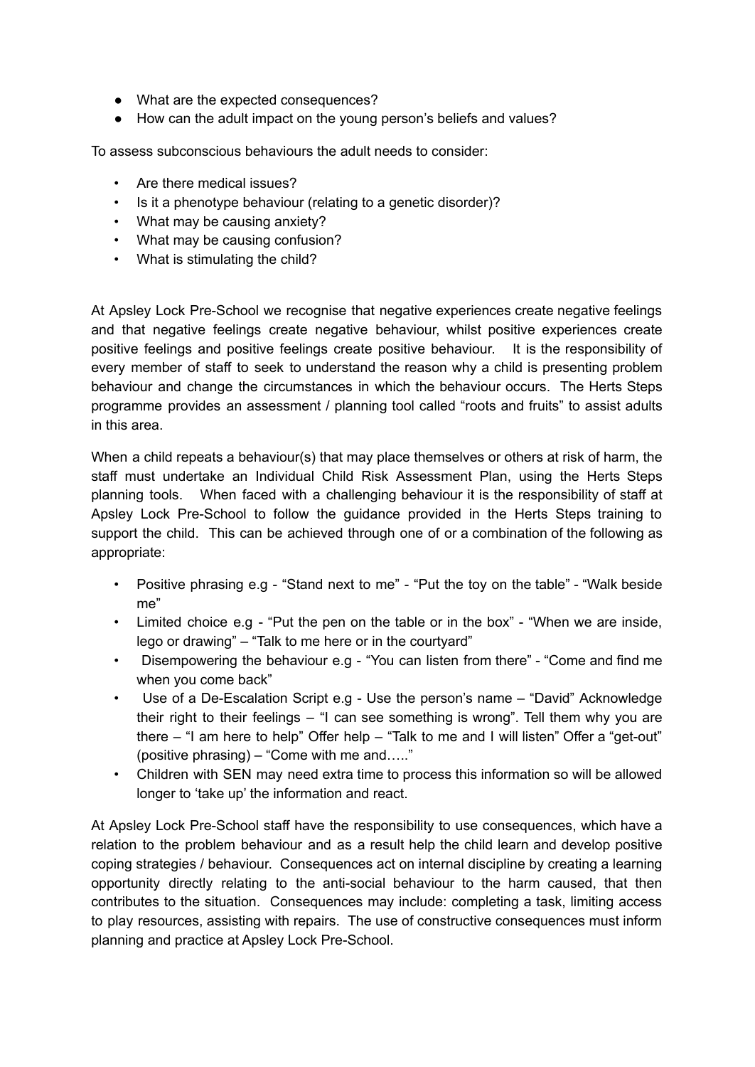- What are the expected consequences?
- How can the adult impact on the young person's beliefs and values?

To assess subconscious behaviours the adult needs to consider:

- Are there medical issues?
- Is it a phenotype behaviour (relating to a genetic disorder)?
- What may be causing anxiety?
- What may be causing confusion?
- What is stimulating the child?

At Apsley Lock Pre-School we recognise that negative experiences create negative feelings and that negative feelings create negative behaviour, whilst positive experiences create positive feelings and positive feelings create positive behaviour. It is the responsibility of every member of staff to seek to understand the reason why a child is presenting problem behaviour and change the circumstances in which the behaviour occurs. The Herts Steps programme provides an assessment / planning tool called "roots and fruits" to assist adults in this area.

When a child repeats a behaviour(s) that may place themselves or others at risk of harm, the staff must undertake an Individual Child Risk Assessment Plan, using the Herts Steps planning tools. When faced with a challenging behaviour it is the responsibility of staff at Apsley Lock Pre-School to follow the guidance provided in the Herts Steps training to support the child. This can be achieved through one of or a combination of the following as appropriate:

- Positive phrasing e.g - "Stand next to me" - "Put the toy on the table" - "Walk beside me"
- Limited choice e.g - "Put the pen on the table or in the box" - "When we are inside, lego or drawing" – "Talk to me here or in the courtyard"
- Disempowering the behaviour e.g - "You can listen from there" - "Come and find me when you come back"
- Use of a De-Escalation Script e.g - Use the person's name – "David" Acknowledge their right to their feelings – "I can see something is wrong". Tell them why you are there – "I am here to help" Offer help – "Talk to me and I will listen" Offer a "get-out" (positive phrasing) – "Come with me and….."
- Children with SEN may need extra time to process this information so will be allowed longer to 'take up' the information and react.

At Apsley Lock Pre-School staff have the responsibility to use consequences, which have a relation to the problem behaviour and as a result help the child learn and develop positive coping strategies / behaviour. Consequences act on internal discipline by creating a learning opportunity directly relating to the anti-social behaviour to the harm caused, that then contributes to the situation. Consequences may include: completing a task, limiting access to play resources, assisting with repairs. The use of constructive consequences must inform planning and practice at Apsley Lock Pre-School.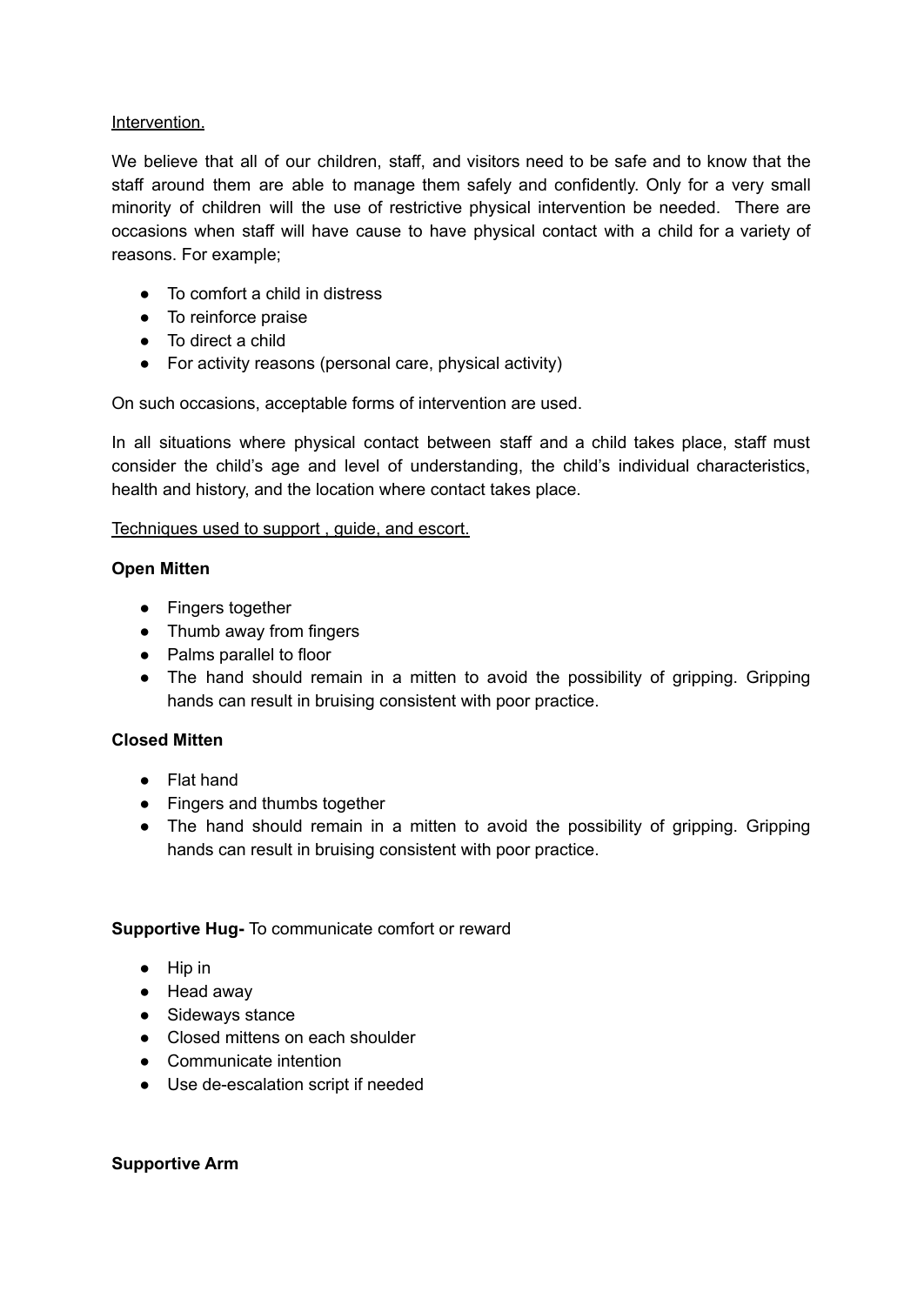Intervention.

We believe that all of our children, staff, and visitors need to be safe and to know that the staff around them are able to manage them safely and confidently. Only for a very small minority of children will the use of restrictive physical intervention be needed. There are occasions when staff will have cause to have physical contact with a child for a variety of reasons. For example;

- To comfort a child in distress
- To reinforce praise
- To direct a child
- For activity reasons (personal care, physical activity)

On such occasions, acceptable forms of intervention are used.

In all situations where physical contact between staff and a child takes place, staff must consider the child's age and level of understanding, the child's individual characteristics, health and history, and the location where contact takes place.

Techniques used to support , guide, and escort.

**Open Mitten**

- Fingers together
- Thumb away from fingers
- Palms parallel to floor
- The hand should remain in a mitten to avoid the possibility of gripping. Gripping hands can result in bruising consistent with poor practice.

**Closed Mitten**

- Flat hand
- Fingers and thumbs together
- The hand should remain in a mitten to avoid the possibility of gripping. Gripping hands can result in bruising consistent with poor practice.

**Supportive Hug-** To communicate comfort or reward

- Hip in
- Head away
- Sideways stance
- Closed mittens on each shoulder
- Communicate intention
- Use de-escalation script if needed

**Supportive Arm**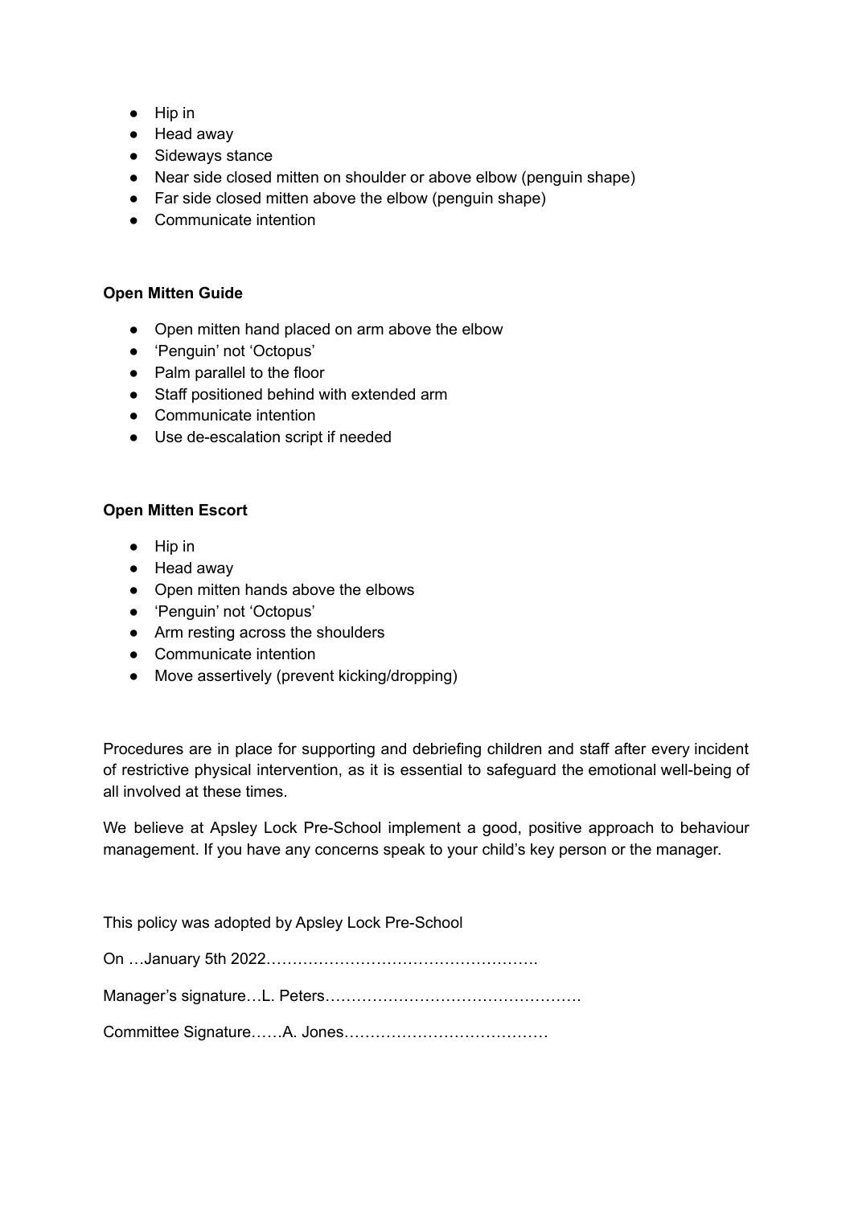- Hip in
- Head away
- Sideways stance
- Near side closed mitten on shoulder or above elbow (penguin shape)
- Far side closed mitten above the elbow (penguin shape)
- Communicate intention

**Open Mitten Guide**

- Open mitten hand placed on arm above the elbow
- 'Penguin' not 'Octopus'
- Palm parallel to the floor
- Staff positioned behind with extended arm
- Communicate intention
- Use de-escalation script if needed

**Open Mitten Escort**

- Hip in
- Head away
- Open mitten hands above the elbows
- 'Penguin' not 'Octopus'
- Arm resting across the shoulders
- Communicate intention
- Move assertively (prevent kicking/dropping)

Procedures are in place for supporting and debriefing children and staff after every incident of restrictive physical intervention, as it is essential to safeguard the emotional well-being of all involved at these times.

We believe at Apsley Lock Pre-School implement a good, positive approach to behaviour management. If you have any concerns speak to your child's key person or the manager.

This policy was adopted by Apsley Lock Pre-School

On …January 5th 2022…………………………………………….

Manager's signature…L. Peters………………………………………….

Committee Signature……A. Jones…………………………………